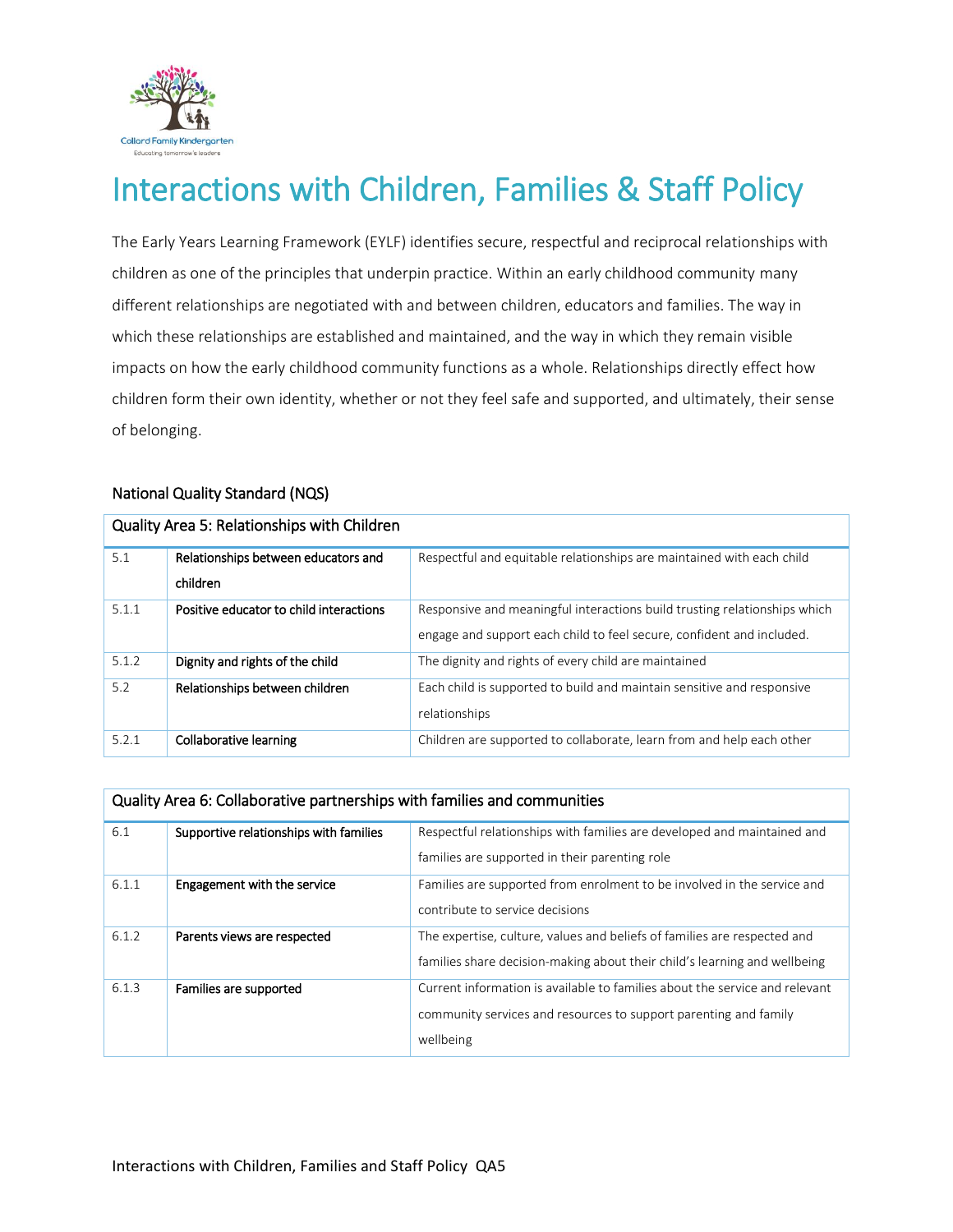# Interactions with Children, Families & Staff Policy

The Early Years Learning Framework (EYLF) identifies secure, respectful and reciprocal relationships with children as one of the principles that underpin practice. Within an early childhood community many different relationships are negotiated with and between children, educators and families. The way in which these relationships are established and maintained, and the way in which they remain visible impacts on how the early childhood community functions as a whole. Relationships directly effect how children form their own identity, whether or not they feel safe and supported, and ultimately, their sense of belonging.

## National Quality Standard (NQS)

| Quality Area 5: Relationships with Children | | |
|---|---|---|
| 5.1 | Relationships between educators and children | Respectful and equitable relationships are maintained with each child |
| 5.1.1 | Positive educator to child interactions | Responsive and meaningful interactions build trusting relationships which engage and support each child to feel secure, confident and included. |
| 5.1.2 | Dignity and rights of the child | The dignity and rights of every child are maintained |
| 5.2 | Relationships between children | Each child is supported to build and maintain sensitive and responsive relationships |
| 5.2.1 | Collaborative learning | Children are supported to collaborate, learn from and help each other |

| Quality Area 6: Collaborative partnerships with families and communities | | |
|---|---|---|
| 6.1 | Supportive relationships with families | Respectful relationships with families are developed and maintained and families are supported in their parenting role |
| 6.1.1 | Engagement with the service | Families are supported from enrolment to be involved in the service and contribute to service decisions |
| 6.1.2 | Parents views are respected | The expertise, culture, values and beliefs of families are respected and families share decision-making about their child's learning and wellbeing |
| 6.1.3 | Families are supported | Current information is available to families about the service and relevant community services and resources to support parenting and family wellbeing |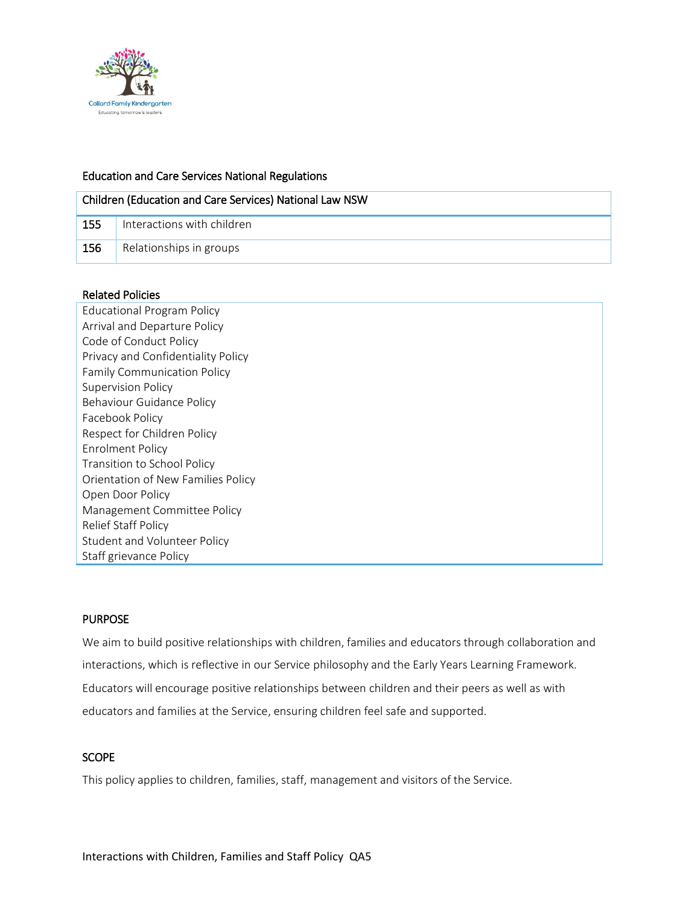Education and Care Services National Regulations

| Children (Education and Care Services) National Law NSW | |
|---|---|
| 155 | Interactions with children |
| 156 | Relationships in groups |

Related Policies

Educational Program Policy
Arrival and Departure Policy
Code of Conduct Policy
Privacy and Confidentiality Policy
Family Communication Policy
Supervision Policy
Behaviour Guidance Policy
Facebook Policy
Respect for Children Policy
Enrolment Policy
Transition to School Policy
Orientation of New Families Policy
Open Door Policy
Management Committee Policy
Relief Staff Policy
Student and Volunteer Policy
Staff grievance Policy

## PURPOSE

We aim to build positive relationships with children, families and educators through collaboration and interactions, which is reflective in our Service philosophy and the Early Years Learning Framework. Educators will encourage positive relationships between children and their peers as well as with educators and families at the Service, ensuring children feel safe and supported.

## SCOPE

This policy applies to children, families, staff, management and visitors of the Service.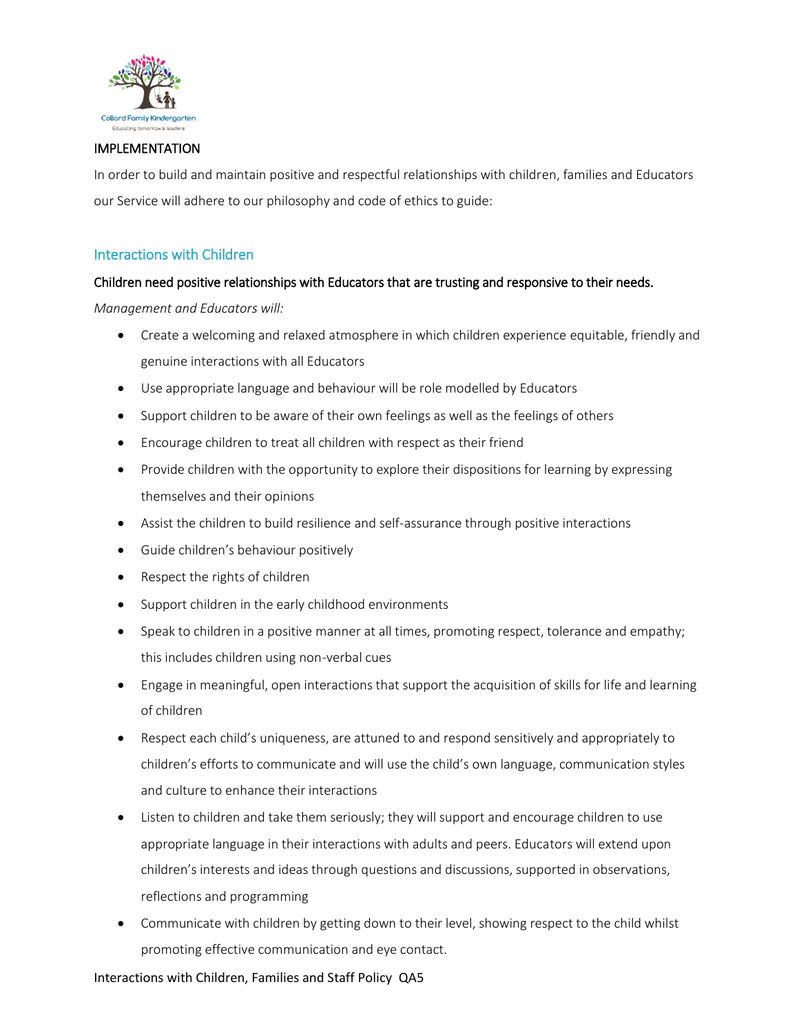IMPLEMENTATION

In order to build and maintain positive and respectful relationships with children, families and Educators our Service will adhere to our philosophy and code of ethics to guide:

## Interactions with Children

**Children need positive relationships with Educators that are trusting and responsive to their needs.**

*Management and Educators will:*

- Create a welcoming and relaxed atmosphere in which children experience equitable, friendly and genuine interactions with all Educators
- Use appropriate language and behaviour will be role modelled by Educators
- Support children to be aware of their own feelings as well as the feelings of others
- Encourage children to treat all children with respect as their friend
- Provide children with the opportunity to explore their dispositions for learning by expressing themselves and their opinions
- Assist the children to build resilience and self-assurance through positive interactions
- Guide children's behaviour positively
- Respect the rights of children
- Support children in the early childhood environments
- Speak to children in a positive manner at all times, promoting respect, tolerance and empathy; this includes children using non-verbal cues
- Engage in meaningful, open interactions that support the acquisition of skills for life and learning of children
- Respect each child's uniqueness, are attuned to and respond sensitively and appropriately to children's efforts to communicate and will use the child's own language, communication styles and culture to enhance their interactions
- Listen to children and take them seriously; they will support and encourage children to use appropriate language in their interactions with adults and peers. Educators will extend upon children's interests and ideas through questions and discussions, supported in observations, reflections and programming
- Communicate with children by getting down to their level, showing respect to the child whilst promoting effective communication and eye contact.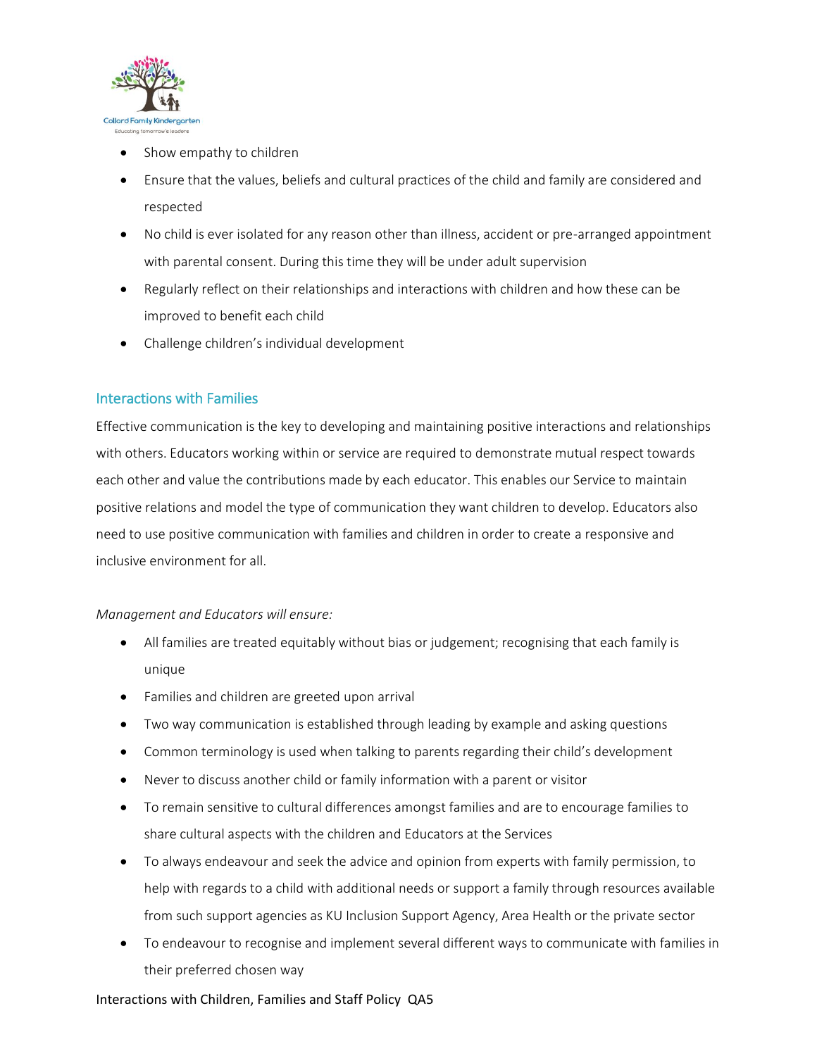- Show empathy to children
- Ensure that the values, beliefs and cultural practices of the child and family are considered and respected
- No child is ever isolated for any reason other than illness, accident or pre-arranged appointment with parental consent. During this time they will be under adult supervision
- Regularly reflect on their relationships and interactions with children and how these can be improved to benefit each child
- Challenge children's individual development

## Interactions with Families

Effective communication is the key to developing and maintaining positive interactions and relationships with others. Educators working within or service are required to demonstrate mutual respect towards each other and value the contributions made by each educator. This enables our Service to maintain positive relations and model the type of communication they want children to develop. Educators also need to use positive communication with families and children in order to create a responsive and inclusive environment for all.

*Management and Educators will ensure:*

- All families are treated equitably without bias or judgement; recognising that each family is unique
- Families and children are greeted upon arrival
- Two way communication is established through leading by example and asking questions
- Common terminology is used when talking to parents regarding their child's development
- Never to discuss another child or family information with a parent or visitor
- To remain sensitive to cultural differences amongst families and are to encourage families to share cultural aspects with the children and Educators at the Services
- To always endeavour and seek the advice and opinion from experts with family permission, to help with regards to a child with additional needs or support a family through resources available from such support agencies as KU Inclusion Support Agency, Area Health or the private sector
- To endeavour to recognise and implement several different ways to communicate with families in their preferred chosen way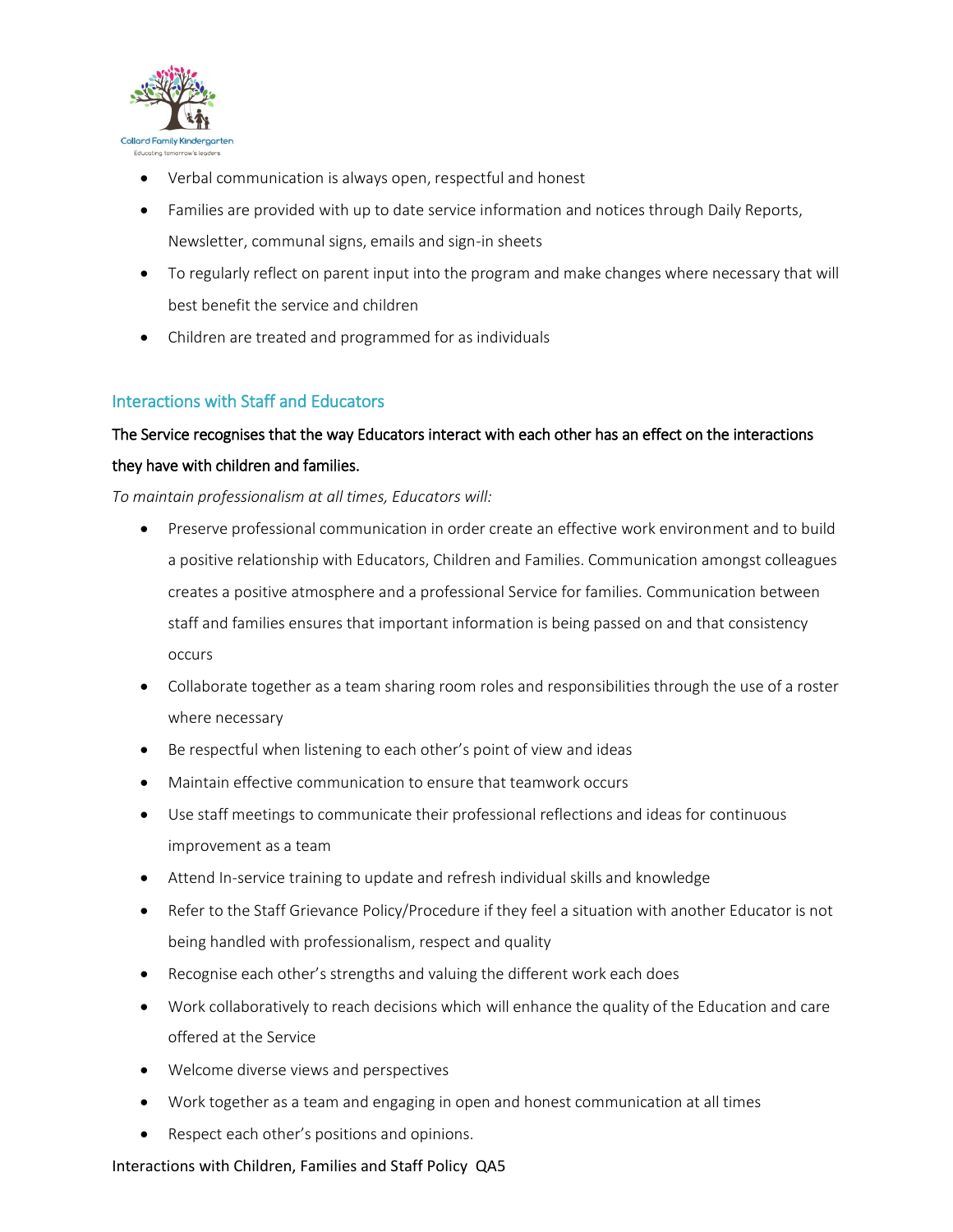- Verbal communication is always open, respectful and honest
- Families are provided with up to date service information and notices through Daily Reports, Newsletter, communal signs, emails and sign-in sheets
- To regularly reflect on parent input into the program and make changes where necessary that will best benefit the service and children
- Children are treated and programmed for as individuals

## Interactions with Staff and Educators

**The Service recognises that the way Educators interact with each other has an effect on the interactions they have with children and families.**

*To maintain professionalism at all times, Educators will:*

- Preserve professional communication in order create an effective work environment and to build a positive relationship with Educators, Children and Families. Communication amongst colleagues creates a positive atmosphere and a professional Service for families. Communication between staff and families ensures that important information is being passed on and that consistency occurs
- Collaborate together as a team sharing room roles and responsibilities through the use of a roster where necessary
- Be respectful when listening to each other's point of view and ideas
- Maintain effective communication to ensure that teamwork occurs
- Use staff meetings to communicate their professional reflections and ideas for continuous improvement as a team
- Attend In-service training to update and refresh individual skills and knowledge
- Refer to the Staff Grievance Policy/Procedure if they feel a situation with another Educator is not being handled with professionalism, respect and quality
- Recognise each other's strengths and valuing the different work each does
- Work collaboratively to reach decisions which will enhance the quality of the Education and care offered at the Service
- Welcome diverse views and perspectives
- Work together as a team and engaging in open and honest communication at all times
- Respect each other's positions and opinions.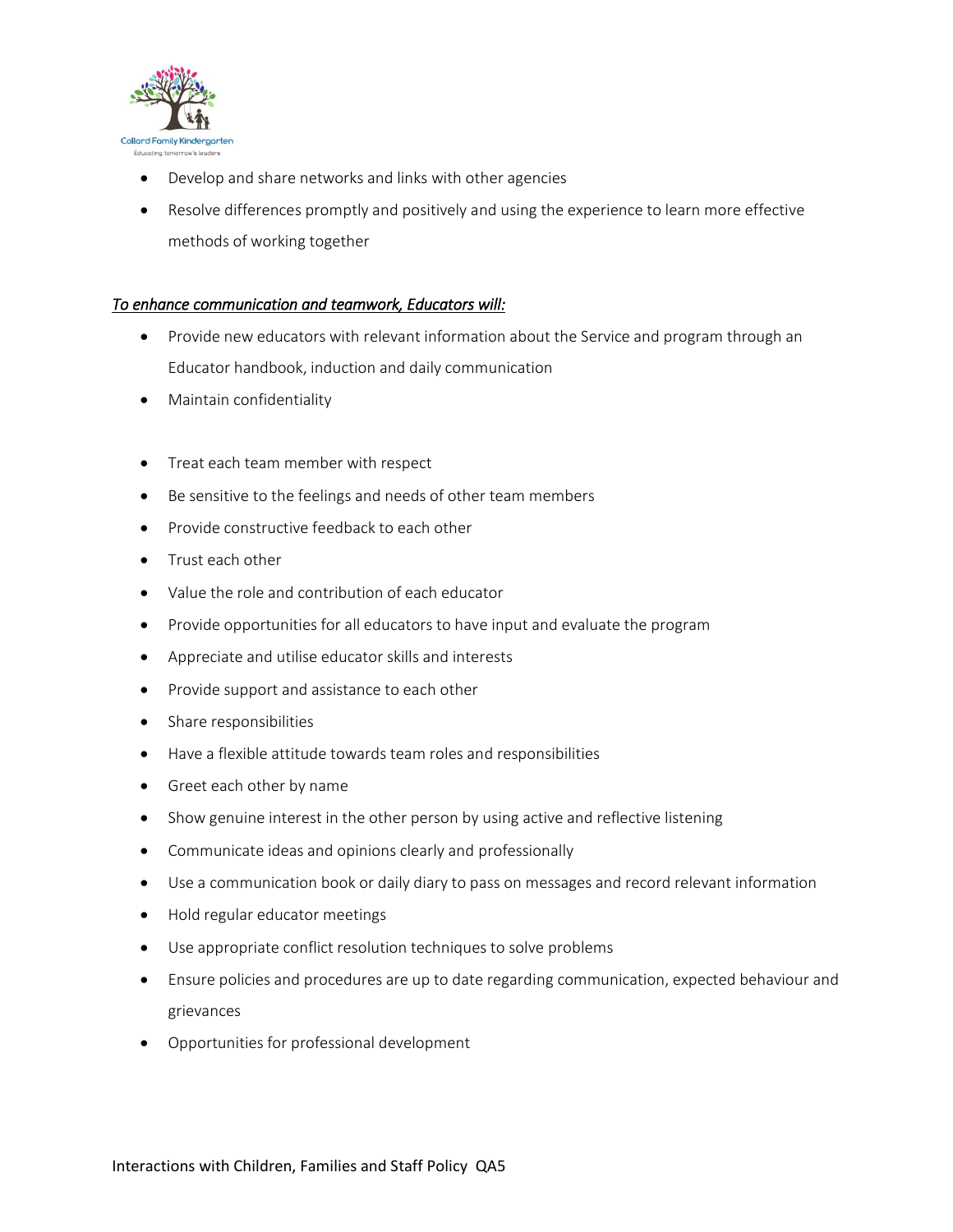- Develop and share networks and links with other agencies
- Resolve differences promptly and positively and using the experience to learn more effective methods of working together

*To enhance communication and teamwork, Educators will:*

- Provide new educators with relevant information about the Service and program through an Educator handbook, induction and daily communication
- Maintain confidentiality
- Treat each team member with respect
- Be sensitive to the feelings and needs of other team members
- Provide constructive feedback to each other
- Trust each other
- Value the role and contribution of each educator
- Provide opportunities for all educators to have input and evaluate the program
- Appreciate and utilise educator skills and interests
- Provide support and assistance to each other
- Share responsibilities
- Have a flexible attitude towards team roles and responsibilities
- Greet each other by name
- Show genuine interest in the other person by using active and reflective listening
- Communicate ideas and opinions clearly and professionally
- Use a communication book or daily diary to pass on messages and record relevant information
- Hold regular educator meetings
- Use appropriate conflict resolution techniques to solve problems
- Ensure policies and procedures are up to date regarding communication, expected behaviour and grievances
- Opportunities for professional development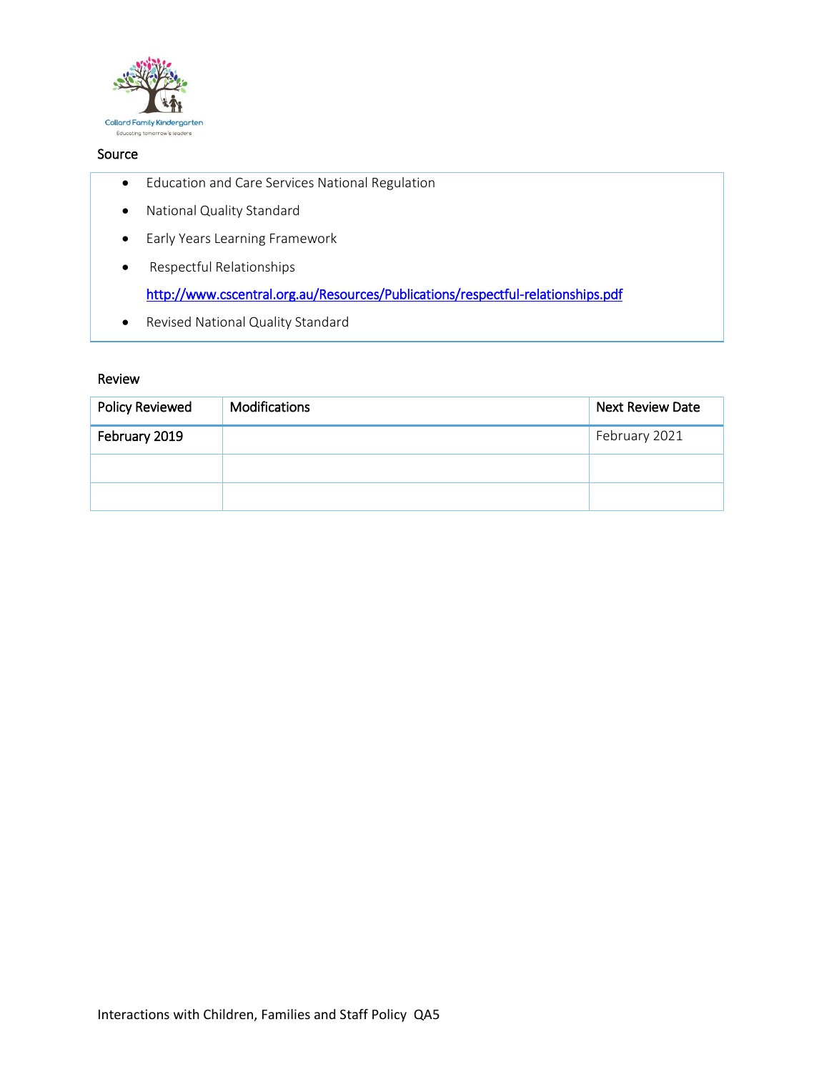## Source

- Education and Care Services National Regulation
- National Quality Standard
- Early Years Learning Framework
- Respectful Relationships
  http://www.cscentral.org.au/Resources/Publications/respectful-relationships.pdf
- Revised National Quality Standard

## Review

| Policy Reviewed | Modifications | Next Review Date |
|---|---|---|
| February 2019 | | February 2021 |
| | | |
| | | |